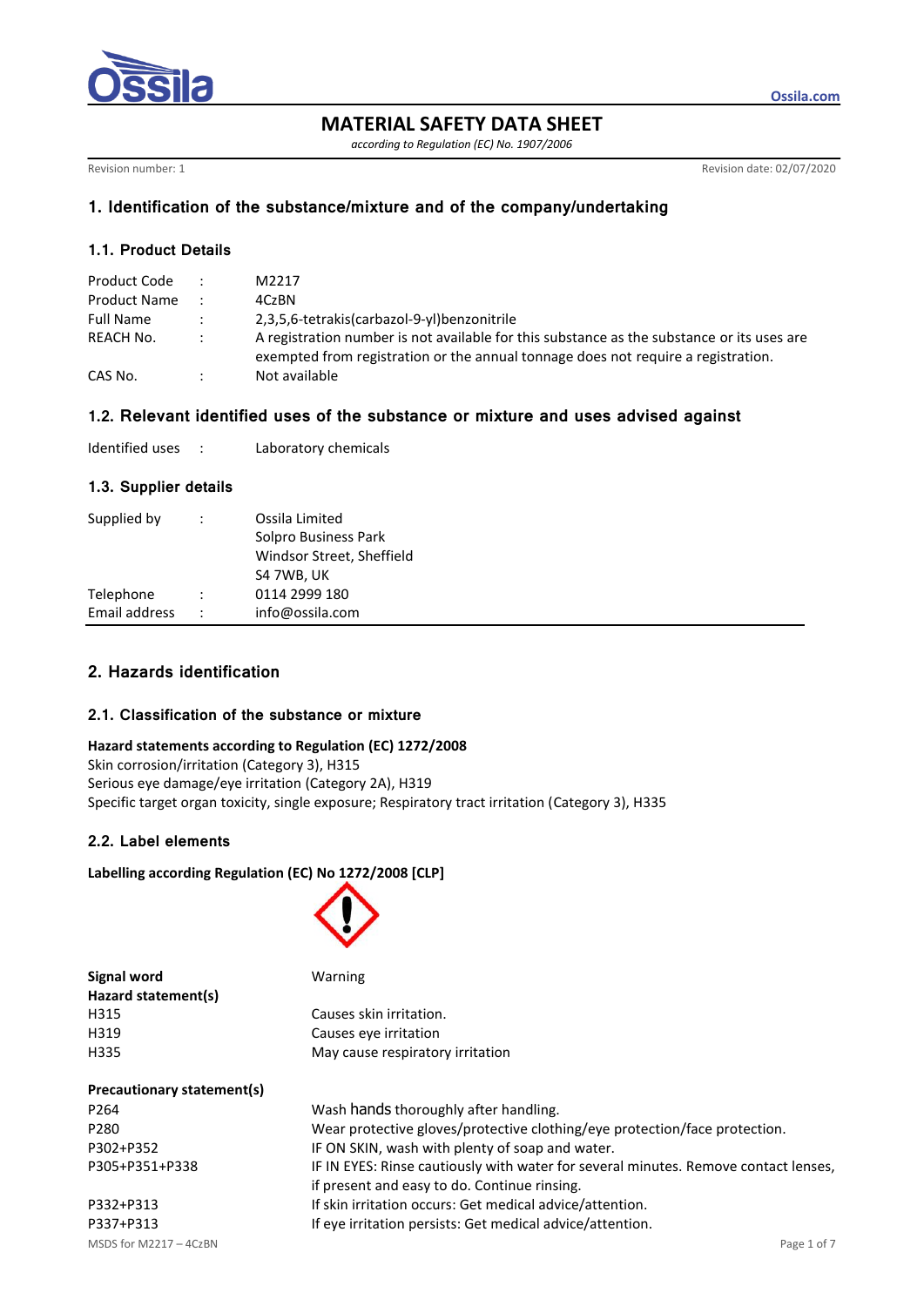# MATERIAL SAFETY DATA SHEET

*according to Regulation (EC) No. 1907/2006*

Revision number: 1 | Revision date: 02/07/2020

## 1. Identification of the substance/mixture and of the company/undertaking

### 1.1. Product Details

| | | |
|---|---|---|
| Product Code | : | M2217 |
| Product Name | : | 4CzBN |
| Full Name | : | 2,3,5,6-tetrakis(carbazol-9-yl)benzonitrile |
| REACH No. | : | A registration number is not available for this substance as the substance or its uses are exempted from registration or the annual tonnage does not require a registration. |
| CAS No. | : | Not available |

### 1.2. Relevant identified uses of the substance or mixture and uses advised against

| | | |
|---|---|---|
| Identified uses | : | Laboratory chemicals |

### 1.3. Supplier details

| | | |
|---|---|---|
| Supplied by | : | Ossila Limited<br>Solpro Business Park<br>Windsor Street, Sheffield<br>S4 7WB, UK |
| Telephone | : | 0114 2999 180 |
| Email address | : | info@ossila.com |

## 2. Hazards identification

### 2.1. Classification of the substance or mixture

**Hazard statements according to Regulation (EC) 1272/2008**

Skin corrosion/irritation (Category 3), H315
Serious eye damage/eye irritation (Category 2A), H319
Specific target organ toxicity, single exposure; Respiratory tract irritation (Category 3), H335

### 2.2. Label elements

**Labelling according Regulation (EC) No 1272/2008 [CLP]**

| | |
|---|---|
| **Signal word** | Warning |
| **Hazard statement(s)** | |
| H315 | Causes skin irritation. |
| H319 | Causes eye irritation |
| H335 | May cause respiratory irritation |

| | |
|---|---|
| **Precautionary statement(s)** | |
| P264 | Wash hands thoroughly after handling. |
| P280 | Wear protective gloves/protective clothing/eye protection/face protection. |
| P302+P352 | IF ON SKIN, wash with plenty of soap and water. |
| P305+P351+P338 | IF IN EYES: Rinse cautiously with water for several minutes. Remove contact lenses, if present and easy to do. Continue rinsing. |
| P332+P313 | If skin irritation occurs: Get medical advice/attention. |
| P337+P313 | If eye irritation persists: Get medical advice/attention. |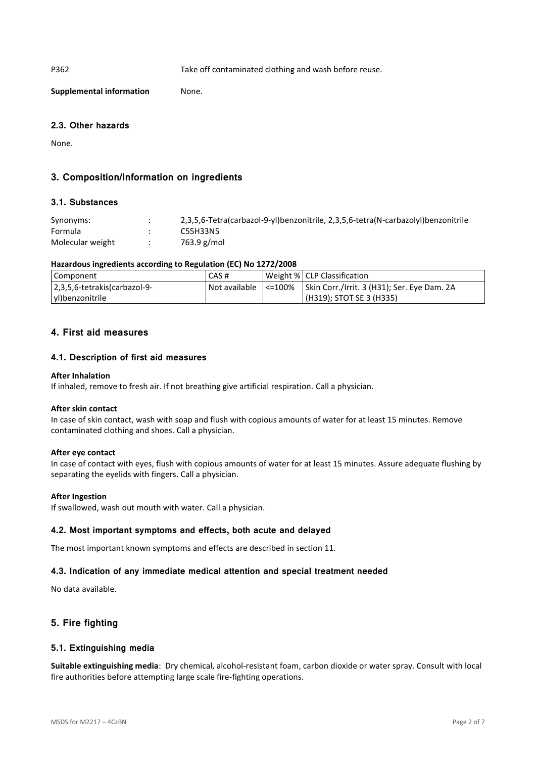P362 Take off contaminated clothing and wash before reuse.

**Supplemental information** None.

### 2.3. Other hazards

None.

## 3. Composition/Information on ingredients

### 3.1. Substances

| | | |
|---|---|---|
| Synonyms: | : | 2,3,5,6-Tetra(carbazol-9-yl)benzonitrile, 2,3,5,6-tetra(N-carbazolyl)benzonitrile |
| Formula | : | $C_{55}H_{33}N_5$ |
| Molecular weight | : | 763.9 g/mol |

**Hazardous ingredients according to Regulation (EC) No 1272/2008**

| Component | CAS # | Weight % | CLP Classification |
|---|---|---|---|
| 2,3,5,6-tetrakis(carbazol-9-yl)benzonitrile | Not available | <=100% | Skin Corr./Irrit. 3 (H31); Ser. Eye Dam. 2A (H319); STOT SE 3 (H335) |

## 4. First aid measures

### 4.1. Description of first aid measures

**After Inhalation**
If inhaled, remove to fresh air. If not breathing give artificial respiration. Call a physician.

**After skin contact**
In case of skin contact, wash with soap and flush with copious amounts of water for at least 15 minutes. Remove contaminated clothing and shoes. Call a physician.

**After eye contact**
In case of contact with eyes, flush with copious amounts of water for at least 15 minutes. Assure adequate flushing by separating the eyelids with fingers. Call a physician.

**After Ingestion**
If swallowed, wash out mouth with water. Call a physician.

### 4.2. Most important symptoms and effects, both acute and delayed

The most important known symptoms and effects are described in section 11.

### 4.3. Indication of any immediate medical attention and special treatment needed

No data available.

## 5. Fire fighting

### 5.1. Extinguishing media

**Suitable extinguishing media**: Dry chemical, alcohol-resistant foam, carbon dioxide or water spray. Consult with local fire authorities before attempting large scale fire-fighting operations.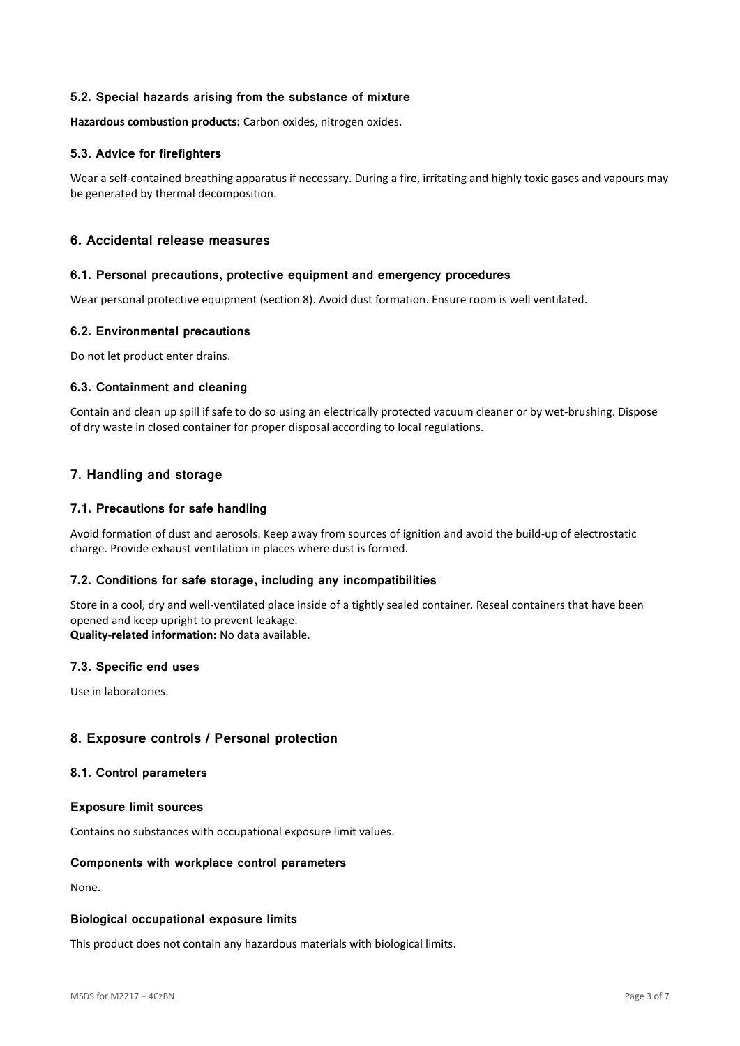### 5.2. Special hazards arising from the substance of mixture

**Hazardous combustion products:** Carbon oxides, nitrogen oxides.

### 5.3. Advice for firefighters

Wear a self-contained breathing apparatus if necessary. During a fire, irritating and highly toxic gases and vapours may be generated by thermal decomposition.

## 6. Accidental release measures

### 6.1. Personal precautions, protective equipment and emergency procedures

Wear personal protective equipment (section 8). Avoid dust formation. Ensure room is well ventilated.

### 6.2. Environmental precautions

Do not let product enter drains.

### 6.3. Containment and cleaning

Contain and clean up spill if safe to do so using an electrically protected vacuum cleaner or by wet-brushing. Dispose of dry waste in closed container for proper disposal according to local regulations.

## 7. Handling and storage

### 7.1. Precautions for safe handling

Avoid formation of dust and aerosols. Keep away from sources of ignition and avoid the build-up of electrostatic charge. Provide exhaust ventilation in places where dust is formed.

### 7.2. Conditions for safe storage, including any incompatibilities

Store in a cool, dry and well-ventilated place inside of a tightly sealed container. Reseal containers that have been opened and keep upright to prevent leakage.
**Quality-related information:** No data available.

### 7.3. Specific end uses

Use in laboratories.

## 8. Exposure controls / Personal protection

### 8.1. Control parameters

#### Exposure limit sources

Contains no substances with occupational exposure limit values.

#### Components with workplace control parameters

None.

#### Biological occupational exposure limits

This product does not contain any hazardous materials with biological limits.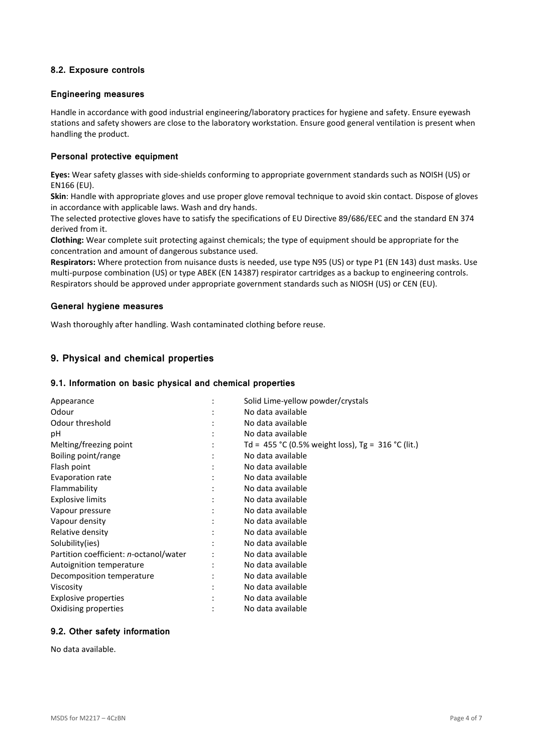### 8.2. Exposure controls

#### Engineering measures

Handle in accordance with good industrial engineering/laboratory practices for hygiene and safety. Ensure eyewash stations and safety showers are close to the laboratory workstation. Ensure good general ventilation is present when handling the product.

#### Personal protective equipment

**Eyes:** Wear safety glasses with side-shields conforming to appropriate government standards such as NOISH (US) or EN166 (EU).

**Skin**: Handle with appropriate gloves and use proper glove removal technique to avoid skin contact. Dispose of gloves in accordance with applicable laws. Wash and dry hands.

The selected protective gloves have to satisfy the specifications of EU Directive 89/686/EEC and the standard EN 374 derived from it.

**Clothing:** Wear complete suit protecting against chemicals; the type of equipment should be appropriate for the concentration and amount of dangerous substance used.

**Respirators:** Where protection from nuisance dusts is needed, use type N95 (US) or type P1 (EN 143) dust masks. Use multi-purpose combination (US) or type ABEK (EN 14387) respirator cartridges as a backup to engineering controls. Respirators should be approved under appropriate government standards such as NIOSH (US) or CEN (EU).

#### General hygiene measures

Wash thoroughly after handling. Wash contaminated clothing before reuse.

## 9. Physical and chemical properties

### 9.1. Information on basic physical and chemical properties

| Property | | Value |
|---|---|---|
| Appearance | : | Solid Lime-yellow powder/crystals |
| Odour | : | No data available |
| Odour threshold | : | No data available |
| pH | : | No data available |
| Melting/freezing point | : | Td = 455 °C (0.5% weight loss), Tg = 316 °C (lit.) |
| Boiling point/range | : | No data available |
| Flash point | : | No data available |
| Evaporation rate | : | No data available |
| Flammability | : | No data available |
| Explosive limits | : | No data available |
| Vapour pressure | : | No data available |
| Vapour density | : | No data available |
| Relative density | : | No data available |
| Solubility(ies) | : | No data available |
| Partition coefficient: *n*-octanol/water | : | No data available |
| Autoignition temperature | : | No data available |
| Decomposition temperature | : | No data available |
| Viscosity | : | No data available |
| Explosive properties | : | No data available |
| Oxidising properties | : | No data available |

### 9.2. Other safety information

No data available.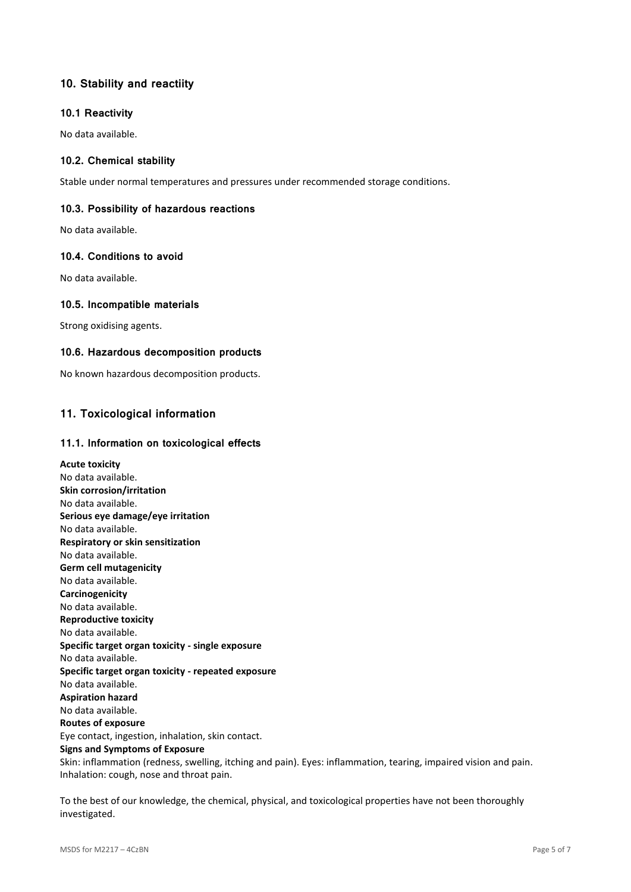## 10. Stability and reactiity

### 10.1 Reactivity

No data available.

### 10.2. Chemical stability

Stable under normal temperatures and pressures under recommended storage conditions.

### 10.3. Possibility of hazardous reactions

No data available.

### 10.4. Conditions to avoid

No data available.

### 10.5. Incompatible materials

Strong oxidising agents.

### 10.6. Hazardous decomposition products

No known hazardous decomposition products.

## 11. Toxicological information

### 11.1. Information on toxicological effects

**Acute toxicity**
No data available.
**Skin corrosion/irritation**
No data available.
**Serious eye damage/eye irritation**
No data available.
**Respiratory or skin sensitization**
No data available.
**Germ cell mutagenicity**
No data available.
**Carcinogenicity**
No data available.
**Reproductive toxicity**
No data available.
**Specific target organ toxicity - single exposure**
No data available.
**Specific target organ toxicity - repeated exposure**
No data available.
**Aspiration hazard**
No data available.
**Routes of exposure**
Eye contact, ingestion, inhalation, skin contact.
**Signs and Symptoms of Exposure**
Skin: inflammation (redness, swelling, itching and pain). Eyes: inflammation, tearing, impaired vision and pain. Inhalation: cough, nose and throat pain.

To the best of our knowledge, the chemical, physical, and toxicological properties have not been thoroughly investigated.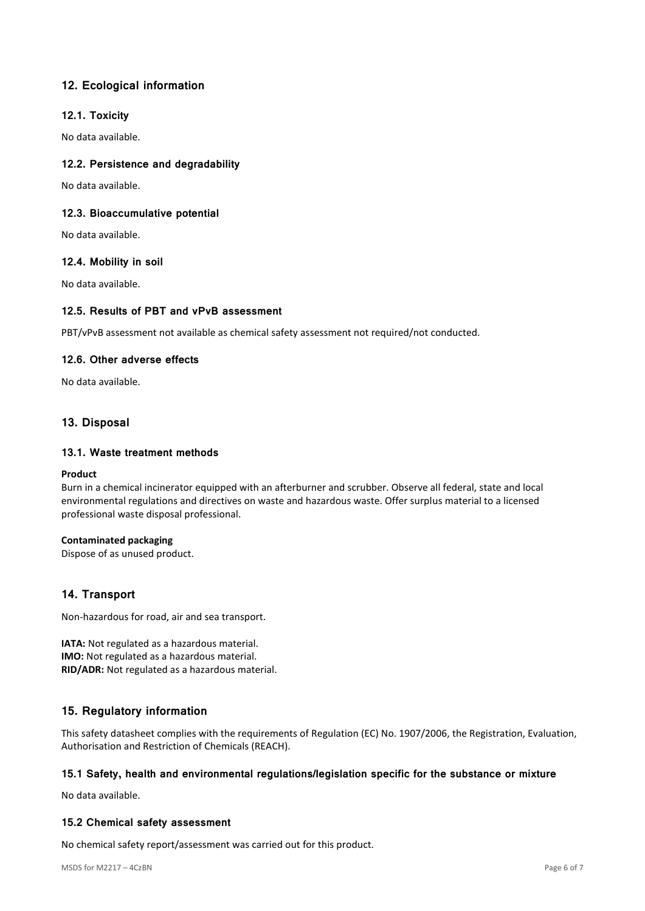## 12. Ecological information

### 12.1. Toxicity

No data available.

### 12.2. Persistence and degradability

No data available.

### 12.3. Bioaccumulative potential

No data available.

### 12.4. Mobility in soil

No data available.

### 12.5. Results of PBT and vPvB assessment

PBT/vPvB assessment not available as chemical safety assessment not required/not conducted.

### 12.6. Other adverse effects

No data available.

## 13. Disposal

### 13.1. Waste treatment methods

**Product**

Burn in a chemical incinerator equipped with an afterburner and scrubber. Observe all federal, state and local environmental regulations and directives on waste and hazardous waste. Offer surplus material to a licensed professional waste disposal professional.

**Contaminated packaging**

Dispose of as unused product.

## 14. Transport

Non-hazardous for road, air and sea transport.

**IATA:** Not regulated as a hazardous material.
**IMO:** Not regulated as a hazardous material.
**RID/ADR:** Not regulated as a hazardous material.

## 15. Regulatory information

This safety datasheet complies with the requirements of Regulation (EC) No. 1907/2006, the Registration, Evaluation, Authorisation and Restriction of Chemicals (REACH).

### 15.1 Safety, health and environmental regulations/legislation specific for the substance or mixture

No data available.

### 15.2 Chemical safety assessment

No chemical safety report/assessment was carried out for this product.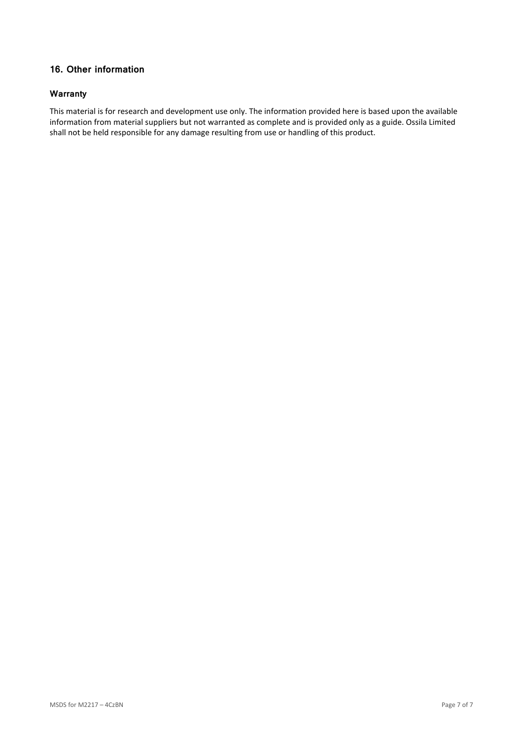## 16. Other information

### Warranty

This material is for research and development use only. The information provided here is based upon the available information from material suppliers but not warranted as complete and is provided only as a guide. Ossila Limited shall not be held responsible for any damage resulting from use or handling of this product.